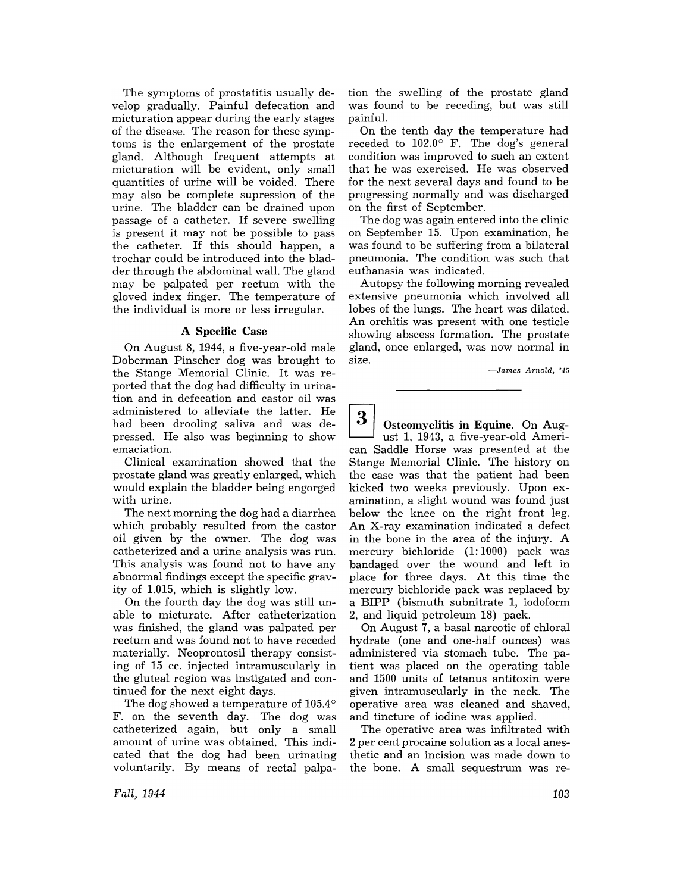The symptoms of prostatitis usually develop gradually. Painful defecation and micturation appear during the early stages of the disease. The reason for these symptoms is the enlargement of the prostate gland. Although frequent attempts at micturation will be evident, only small quantities of urine will be voided. There may also be complete supression of the urine. The bladder can be drained upon passage of a catheter. If severe swelling is present it may not be possible to pass the catheter. If this should happen, a trochar could be introduced into the bladder through the abdominal wall. The gland may be palpated per rectum with the gloved index finger. The temperature of the individual is more or less irregular.

### A Specific Case

On August 8, 1944, a five-year-old male Doberman Pinscher dog was brought to the Stange Memorial Clinic. It was reported that the dog had difficulty in urination and in defecation and castor oil was administered to alleviate the latter. He had been drooling saliva and was depressed. He also was beginning to show emaciation.

Clinical examination showed that the prostate gland was greatly enlarged, which would explain the bladder being engorged with urine.

The next morning the dog had a diarrhea which probably resulted from the castor oil given by the owner. The dog was catheterized and a urine analysis was run. This analysis was found not to have any abnormal findings except the specific gravity of 1.015, which is slightly low.

On the fourth day the dog was still unable to micturate. After catheterization was finished, the gland was palpated per rectum and was found not to have receded materially. Neoprontosil therapy consisting of 15 cc. injected intramuscularly in the gluteal region was instigated and continued for the next eight days.

The dog showed a temperature of 105.4° F. on the seventh day. The dog was catheterized again, but only a small amount of urine was obtained. This indicated that the dog had been urinating voluntarily. By means of rectal palpation the swelling of the prostate gland was found to be receding, but was still painful.

On the tenth day the temperature had receded to 102.0° F. The dog's general condition was improved to such an extent that he was exercised. He was observed for the next several days and found to be progressing normally and was discharged on the first of September.

The dog was again entered into the clinic on September 15. Upon examination, he was found to be suffering from a bilateral pneumonia. The condition was such that euthanasia was indicated.

Autopsy the following morning revealed extensive pneumonia which involved all lobes of the lungs. The heart was dilated. An orchitis was present with one testicle showing abscess formation. The prostate gland, once enlarged, was now normal in size.

*—James Arnold, '45*

---

**3** **Osteomyelitis in Equine.** On August 1, 1943, a five-year-old American Saddle Horse was presented at the Stange Memorial Clinic. The history on the case was that the patient had been kicked two weeks previously. Upon examination, a slight wound was found just below the knee on the right front leg. An X-ray examination indicated a defect in the bone in the area of the injury. A mercury bichloride (1:1000) pack was bandaged over the wound and left in place for three days. At this time the mercury bichloride pack was replaced by a BIPP (bismuth subnitrate 1, iodoform 2, and liquid petroleum 18) pack.

On August 7, a basal narcotic of chloral hydrate (one and one-half ounces) was administered via stomach tube. The patient was placed on the operating table and 1500 units of tetanus antitoxin were given intramuscularly in the neck. The operative area was cleaned and shaved, and tincture of iodine was applied.

The operative area was infiltrated with 2 per cent procaine solution as a local anesthetic and an incision was made down to the bone. A small sequestrum was re-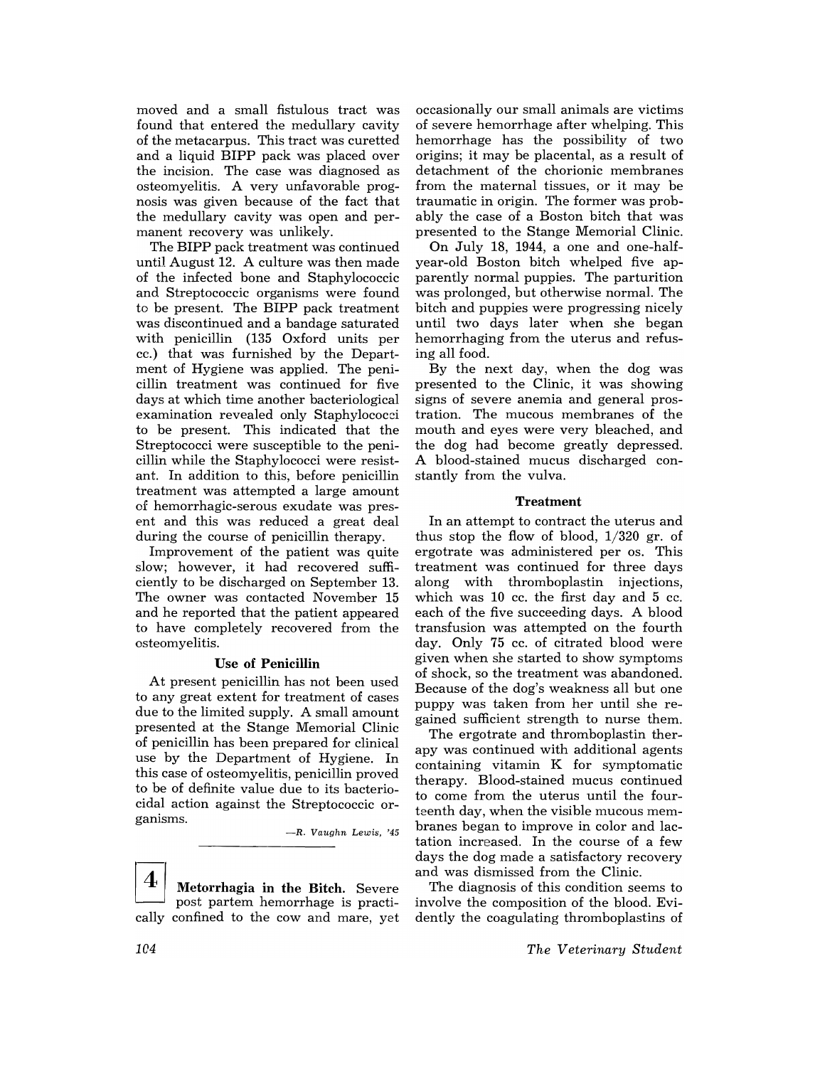moved and a small fistulous tract was found that entered the medullary cavity of the metacarpus. This tract was curetted and a liquid BIPP pack was placed over the incision. The case was diagnosed as osteomyelitis. A very unfavorable prognosis was given because of the fact that the medullary cavity was open and permanent recovery was unlikely.

The BIPP pack treatment was continued until August 12. A culture was then made of the infected bone and Staphylococcic and Streptococcic organisms were found to be present. The BIPP pack treatment was discontinued and a bandage saturated with penicillin (135 Oxford units per cc.) that was furnished by the Department of Hygiene was applied. The penicillin treatment was continued for five days at which time another bacteriological examination revealed only Staphylococci to be present. This indicated that the Streptococci were susceptible to the penicillin while the Staphylococci were resistant. In addition to this, before penicillin treatment was attempted a large amount of hemorrhagic-serous exudate was present and this was reduced a great deal during the course of penicillin therapy.

Improvement of the patient was quite slow; however, it had recovered sufficiently to be discharged on September 13. The owner was contacted November 15 and he reported that the patient appeared to have completely recovered from the osteomyelitis.

### Use of Penicillin

At present penicillin has not been used to any great extent for treatment of cases due to the limited supply. A small amount presented at the Stange Memorial Clinic of penicillin has been prepared for clinical use by the Department of Hygiene. In this case of osteomyelitis, penicillin proved to be of definite value due to its bacteriocidal action against the Streptococcic organisms.

—*R. Vaughn Lewis, '45*

---

**4** **Metorrhagia in the Bitch.** Severe post partem hemorrhage is practically confined to the cow and mare, yet occasionally our small animals are victims of severe hemorrhage after whelping. This hemorrhage has the possibility of two origins; it may be placental, as a result of detachment of the chorionic membranes from the maternal tissues, or it may be traumatic in origin. The former was probably the case of a Boston bitch that was presented to the Stange Memorial Clinic.

On July 18, 1944, a one and one-half-year-old Boston bitch whelped five apparently normal puppies. The parturition was prolonged, but otherwise normal. The bitch and puppies were progressing nicely until two days later when she began hemorrhaging from the uterus and refusing all food.

By the next day, when the dog was presented to the Clinic, it was showing signs of severe anemia and general prostration. The mucous membranes of the mouth and eyes were very bleached, and the dog had become greatly depressed. A blood-stained mucus discharged constantly from the vulva.

### Treatment

In an attempt to contract the uterus and thus stop the flow of blood, 1/320 gr. of ergotrate was administered per os. This treatment was continued for three days along with thromboplastin injections, which was 10 cc. the first day and 5 cc. each of the five succeeding days. A blood transfusion was attempted on the fourth day. Only 75 cc. of citrated blood were given when she started to show symptoms of shock, so the treatment was abandoned. Because of the dog's weakness all but one puppy was taken from her until she regained sufficient strength to nurse them.

The ergotrate and thromboplastin therapy was continued with additional agents containing vitamin K for symptomatic therapy. Blood-stained mucus continued to come from the uterus until the fourteenth day, when the visible mucous membranes began to improve in color and lactation increased. In the course of a few days the dog made a satisfactory recovery and was dismissed from the Clinic.

The diagnosis of this condition seems to involve the composition of the blood. Evidently the coagulating thromboplastins of